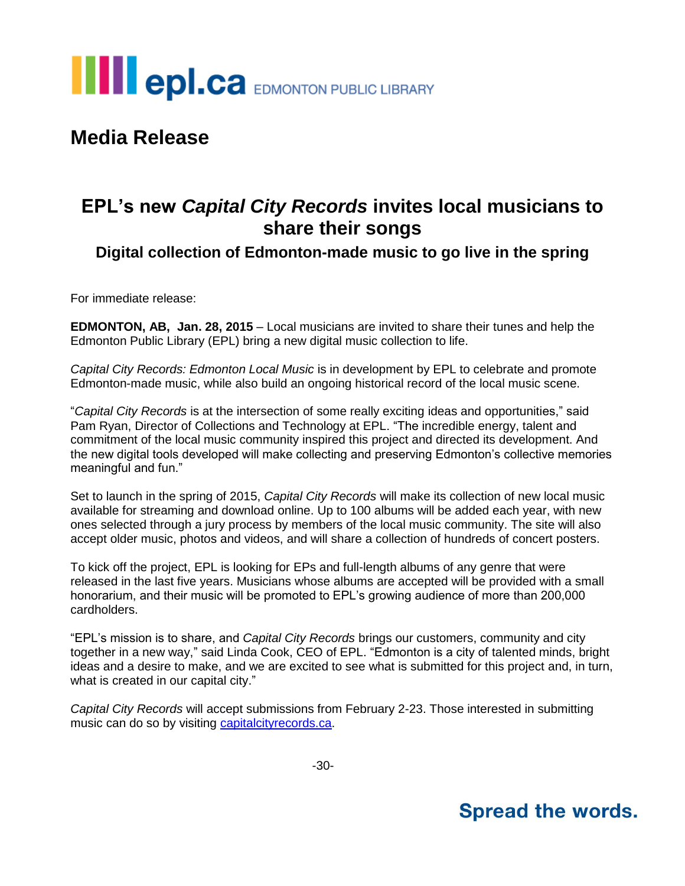epl.ca EDMONTON PUBLIC LIBRARY

# Media Release

## EPL's new *Capital City Records* invites local musicians to share their songs

### Digital collection of Edmonton-made music to go live in the spring

For immediate release:

**EDMONTON, AB, Jan. 28, 2015** – Local musicians are invited to share their tunes and help the Edmonton Public Library (EPL) bring a new digital music collection to life.

*Capital City Records: Edmonton Local Music* is in development by EPL to celebrate and promote Edmonton-made music, while also build an ongoing historical record of the local music scene.

"*Capital City Records* is at the intersection of some really exciting ideas and opportunities," said Pam Ryan, Director of Collections and Technology at EPL. "The incredible energy, talent and commitment of the local music community inspired this project and directed its development. And the new digital tools developed will make collecting and preserving Edmonton's collective memories meaningful and fun."

Set to launch in the spring of 2015, *Capital City Records* will make its collection of new local music available for streaming and download online. Up to 100 albums will be added each year, with new ones selected through a jury process by members of the local music community. The site will also accept older music, photos and videos, and will share a collection of hundreds of concert posters.

To kick off the project, EPL is looking for EPs and full-length albums of any genre that were released in the last five years. Musicians whose albums are accepted will be provided with a small honorarium, and their music will be promoted to EPL's growing audience of more than 200,000 cardholders.

"EPL's mission is to share, and *Capital City Records* brings our customers, community and city together in a new way," said Linda Cook, CEO of EPL. "Edmonton is a city of talented minds, bright ideas and a desire to make, and we are excited to see what is submitted for this project and, in turn, what is created in our capital city."

*Capital City Records* will accept submissions from February 2-23. Those interested in submitting music can do so by visiting [capitalcityrecords.ca](capitalcityrecords.ca).

-30-

**Spread the words.**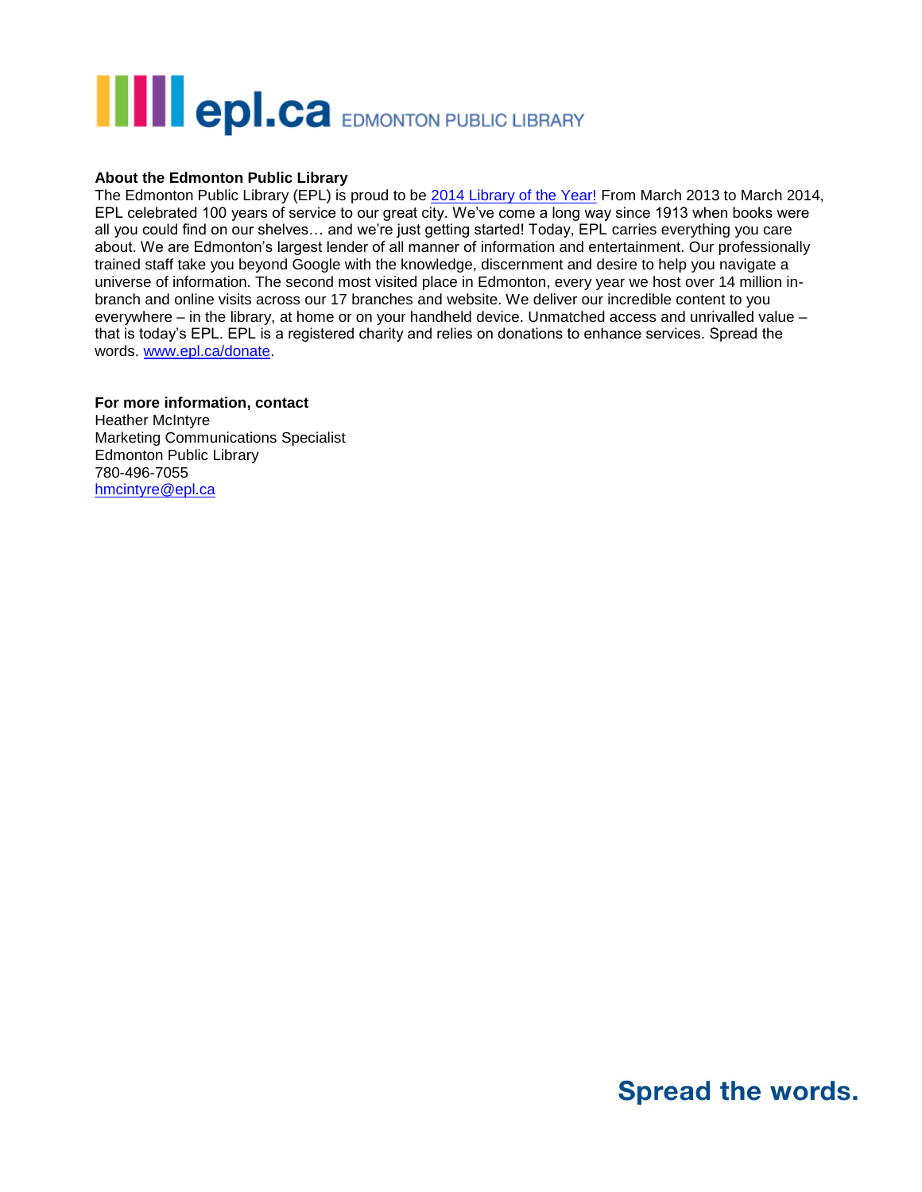epl.ca EDMONTON PUBLIC LIBRARY

**About the Edmonton Public Library**

The Edmonton Public Library (EPL) is proud to be 2014 Library of the Year! From March 2013 to March 2014, EPL celebrated 100 years of service to our great city. We've come a long way since 1913 when books were all you could find on our shelves… and we're just getting started! Today, EPL carries everything you care about. We are Edmonton's largest lender of all manner of information and entertainment. Our professionally trained staff take you beyond Google with the knowledge, discernment and desire to help you navigate a universe of information. The second most visited place in Edmonton, every year we host over 14 million in-branch and online visits across our 17 branches and website. We deliver our incredible content to you everywhere – in the library, at home or on your handheld device. Unmatched access and unrivalled value – that is today's EPL. EPL is a registered charity and relies on donations to enhance services. Spread the words. www.epl.ca/donate.

**For more information, contact**

Heather McIntyre
Marketing Communications Specialist
Edmonton Public Library
780-496-7055
hmcintyre@epl.ca

**Spread the words.**